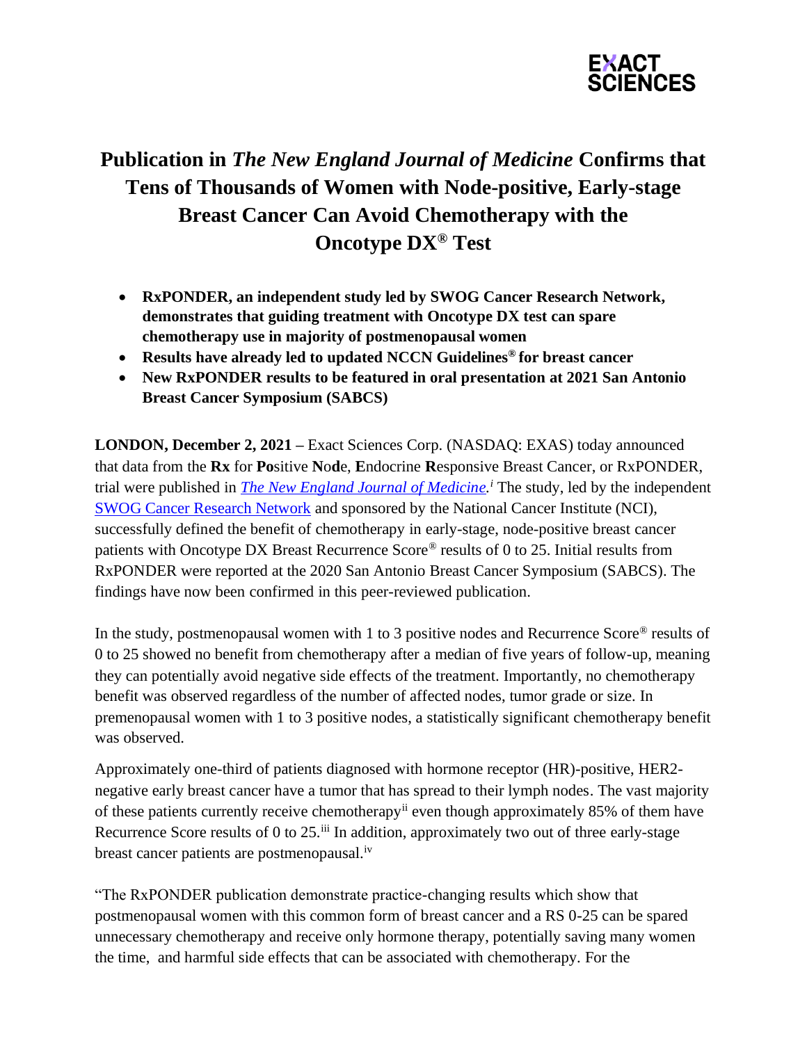EXACT SCIENCES

# Publication in *The New England Journal of Medicine* Confirms that Tens of Thousands of Women with Node-positive, Early-stage Breast Cancer Can Avoid Chemotherapy with the Oncotype DX® Test

- **RxPONDER, an independent study led by SWOG Cancer Research Network, demonstrates that guiding treatment with Oncotype DX test can spare chemotherapy use in majority of postmenopausal women**
- **Results have already led to updated NCCN Guidelines® for breast cancer**
- **New RxPONDER results to be featured in oral presentation at 2021 San Antonio Breast Cancer Symposium (SABCS)**

**LONDON, December 2, 2021 –** Exact Sciences Corp. (NASDAQ: EXAS) today announced that data from the **Rx** for **Po**sitive **No**d**e**, **E**ndocrine **R**esponsive Breast Cancer, or RxPONDER, trial were published in [*The New England Journal of Medicine*.][i] The study, led by the independent [SWOG Cancer Research Network] and sponsored by the National Cancer Institute (NCI), successfully defined the benefit of chemotherapy in early-stage, node-positive breast cancer patients with Oncotype DX Breast Recurrence Score® results of 0 to 25. Initial results from RxPONDER were reported at the 2020 San Antonio Breast Cancer Symposium (SABCS). The findings have now been confirmed in this peer-reviewed publication.

In the study, postmenopausal women with 1 to 3 positive nodes and Recurrence Score® results of 0 to 25 showed no benefit from chemotherapy after a median of five years of follow-up, meaning they can potentially avoid negative side effects of the treatment. Importantly, no chemotherapy benefit was observed regardless of the number of affected nodes, tumor grade or size. In premenopausal women with 1 to 3 positive nodes, a statistically significant chemotherapy benefit was observed.

Approximately one-third of patients diagnosed with hormone receptor (HR)-positive, HER2-negative early breast cancer have a tumor that has spread to their lymph nodes. The vast majority of these patients currently receive chemotherapy[ii] even though approximately 85% of them have Recurrence Score results of 0 to 25.[iii] In addition, approximately two out of three early-stage breast cancer patients are postmenopausal.[iv]

"The RxPONDER publication demonstrate practice-changing results which show that postmenopausal women with this common form of breast cancer and a RS 0-25 can be spared unnecessary chemotherapy and receive only hormone therapy, potentially saving many women the time, and harmful side effects that can be associated with chemotherapy. For the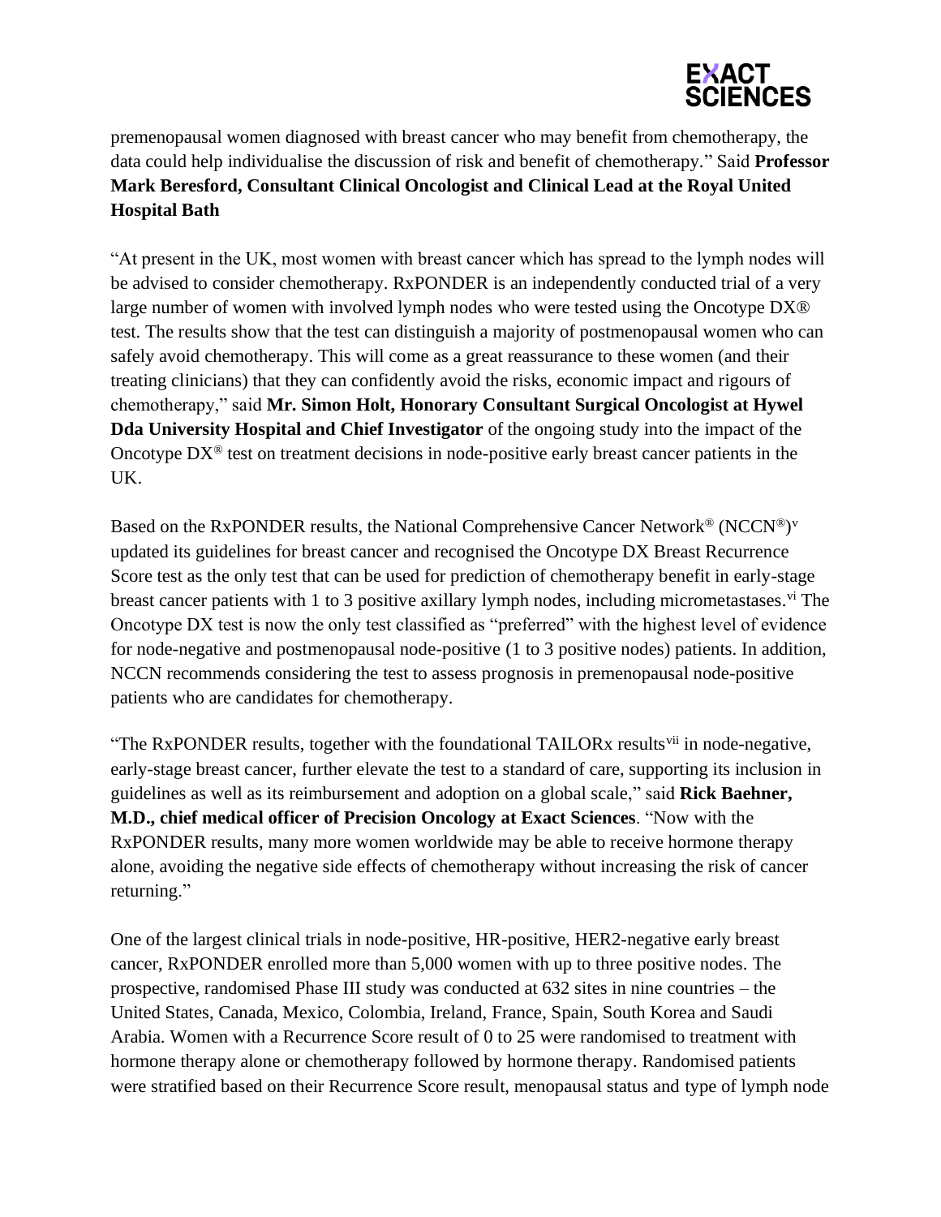premenopausal women diagnosed with breast cancer who may benefit from chemotherapy, the data could help individualise the discussion of risk and benefit of chemotherapy." Said **Professor Mark Beresford, Consultant Clinical Oncologist and Clinical Lead at the Royal United Hospital Bath**

"At present in the UK, most women with breast cancer which has spread to the lymph nodes will be advised to consider chemotherapy. RxPONDER is an independently conducted trial of a very large number of women with involved lymph nodes who were tested using the Oncotype DX® test. The results show that the test can distinguish a majority of postmenopausal women who can safely avoid chemotherapy. This will come as a great reassurance to these women (and their treating clinicians) that they can confidently avoid the risks, economic impact and rigours of chemotherapy," said **Mr. Simon Holt, Honorary Consultant Surgical Oncologist at Hywel Dda University Hospital and Chief Investigator** of the ongoing study into the impact of the Oncotype DX® test on treatment decisions in node-positive early breast cancer patients in the UK.

Based on the RxPONDER results, the National Comprehensive Cancer Network® (NCCN®)[v] updated its guidelines for breast cancer and recognised the Oncotype DX Breast Recurrence Score test as the only test that can be used for prediction of chemotherapy benefit in early-stage breast cancer patients with 1 to 3 positive axillary lymph nodes, including micrometastases.[vi] The Oncotype DX test is now the only test classified as "preferred" with the highest level of evidence for node-negative and postmenopausal node-positive (1 to 3 positive nodes) patients. In addition, NCCN recommends considering the test to assess prognosis in premenopausal node-positive patients who are candidates for chemotherapy.

"The RxPONDER results, together with the foundational TAILORx results[vii] in node-negative, early-stage breast cancer, further elevate the test to a standard of care, supporting its inclusion in guidelines as well as its reimbursement and adoption on a global scale," said **Rick Baehner, M.D., chief medical officer of Precision Oncology at Exact Sciences**. "Now with the RxPONDER results, many more women worldwide may be able to receive hormone therapy alone, avoiding the negative side effects of chemotherapy without increasing the risk of cancer returning."

One of the largest clinical trials in node-positive, HR-positive, HER2-negative early breast cancer, RxPONDER enrolled more than 5,000 women with up to three positive nodes. The prospective, randomised Phase III study was conducted at 632 sites in nine countries – the United States, Canada, Mexico, Colombia, Ireland, France, Spain, South Korea and Saudi Arabia. Women with a Recurrence Score result of 0 to 25 were randomised to treatment with hormone therapy alone or chemotherapy followed by hormone therapy. Randomised patients were stratified based on their Recurrence Score result, menopausal status and type of lymph node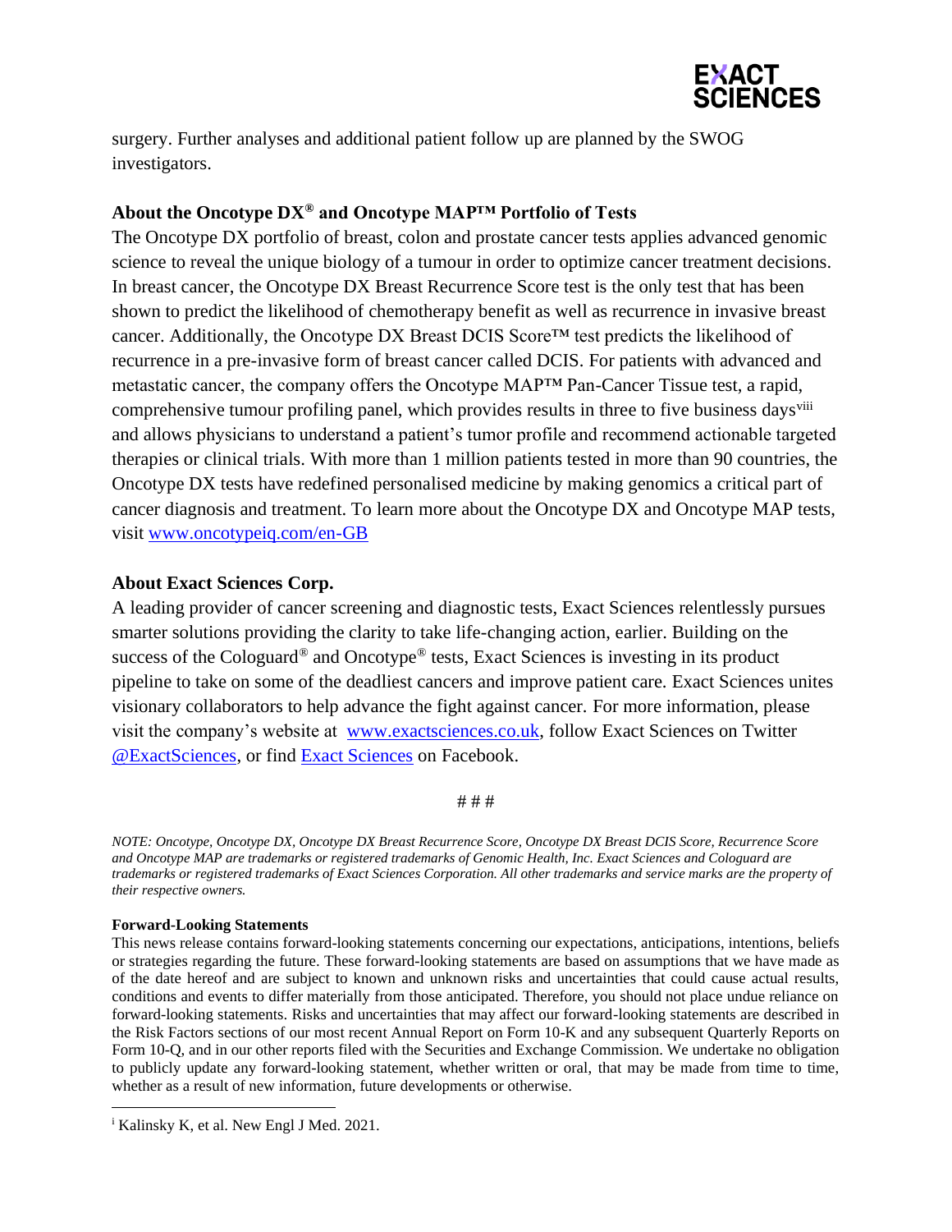surgery. Further analyses and additional patient follow up are planned by the SWOG investigators.

## About the Oncotype DX® and Oncotype MAP™ Portfolio of Tests

The Oncotype DX portfolio of breast, colon and prostate cancer tests applies advanced genomic science to reveal the unique biology of a tumour in order to optimize cancer treatment decisions. In breast cancer, the Oncotype DX Breast Recurrence Score test is the only test that has been shown to predict the likelihood of chemotherapy benefit as well as recurrence in invasive breast cancer. Additionally, the Oncotype DX Breast DCIS Score™ test predicts the likelihood of recurrence in a pre-invasive form of breast cancer called DCIS. For patients with advanced and metastatic cancer, the company offers the Oncotype MAP™ Pan-Cancer Tissue test, a rapid, comprehensive tumour profiling panel, which provides results in three to five business days[viii] and allows physicians to understand a patient's tumor profile and recommend actionable targeted therapies or clinical trials. With more than 1 million patients tested in more than 90 countries, the Oncotype DX tests have redefined personalised medicine by making genomics a critical part of cancer diagnosis and treatment. To learn more about the Oncotype DX and Oncotype MAP tests, visit www.oncotypeiq.com/en-GB

## About Exact Sciences Corp.

A leading provider of cancer screening and diagnostic tests, Exact Sciences relentlessly pursues smarter solutions providing the clarity to take life-changing action, earlier. Building on the success of the Cologuard® and Oncotype® tests, Exact Sciences is investing in its product pipeline to take on some of the deadliest cancers and improve patient care. Exact Sciences unites visionary collaborators to help advance the fight against cancer. For more information, please visit the company's website at www.exactsciences.co.uk, follow Exact Sciences on Twitter @ExactSciences, or find Exact Sciences on Facebook.

# # #

*NOTE: Oncotype, Oncotype DX, Oncotype DX Breast Recurrence Score, Oncotype DX Breast DCIS Score, Recurrence Score and Oncotype MAP are trademarks or registered trademarks of Genomic Health, Inc. Exact Sciences and Cologuard are trademarks or registered trademarks of Exact Sciences Corporation. All other trademarks and service marks are the property of their respective owners.*

**Forward-Looking Statements**

This news release contains forward-looking statements concerning our expectations, anticipations, intentions, beliefs or strategies regarding the future. These forward-looking statements are based on assumptions that we have made as of the date hereof and are subject to known and unknown risks and uncertainties that could cause actual results, conditions and events to differ materially from those anticipated. Therefore, you should not place undue reliance on forward-looking statements. Risks and uncertainties that may affect our forward-looking statements are described in the Risk Factors sections of our most recent Annual Report on Form 10-K and any subsequent Quarterly Reports on Form 10-Q, and in our other reports filed with the Securities and Exchange Commission. We undertake no obligation to publicly update any forward-looking statement, whether written or oral, that may be made from time to time, whether as a result of new information, future developments or otherwise.

---

[i] Kalinsky K, et al. New Engl J Med. 2021.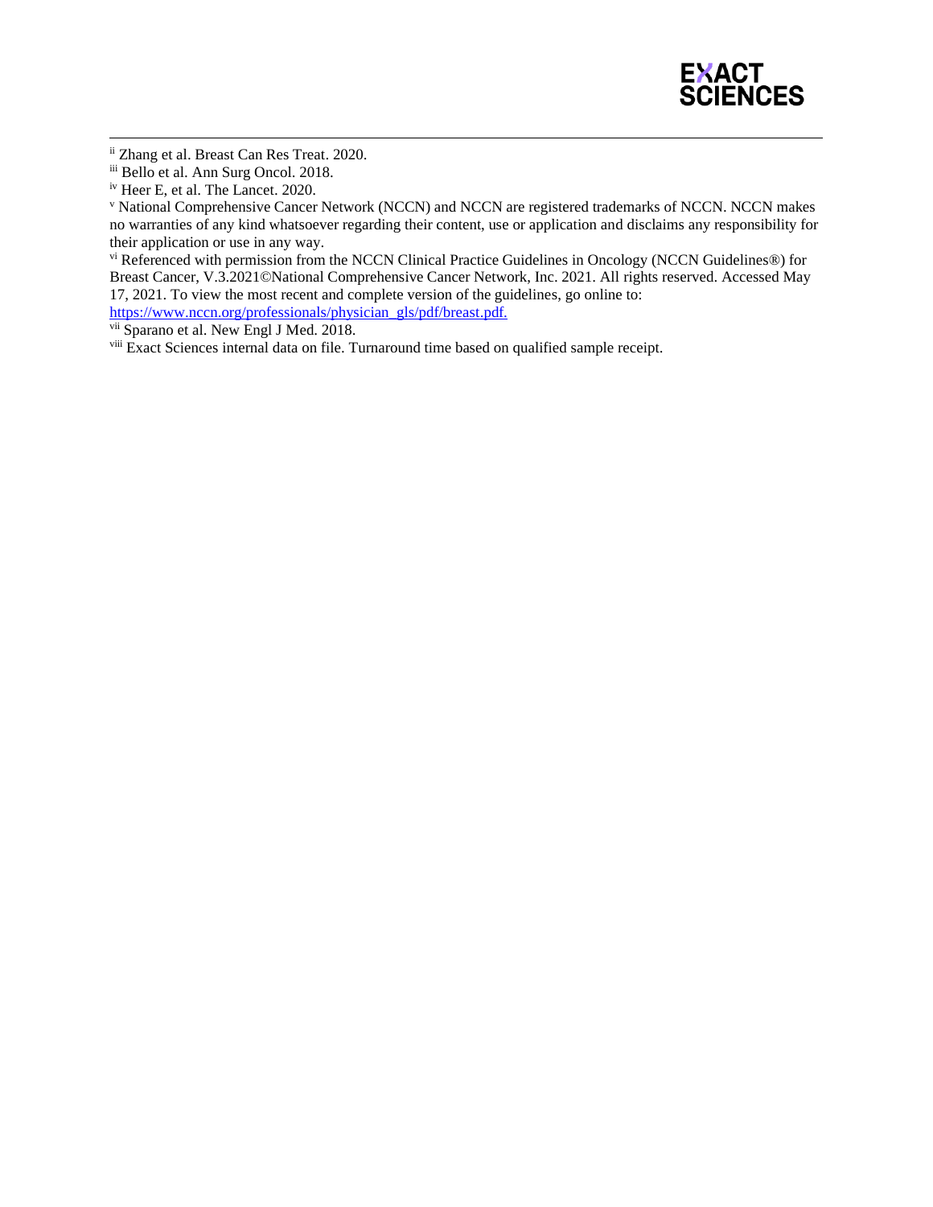[ii] Zhang et al. Breast Can Res Treat. 2020.

[iii] Bello et al. Ann Surg Oncol. 2018.

[iv] Heer E, et al. The Lancet. 2020.

[v] National Comprehensive Cancer Network (NCCN) and NCCN are registered trademarks of NCCN. NCCN makes no warranties of any kind whatsoever regarding their content, use or application and disclaims any responsibility for their application or use in any way.

[vi] Referenced with permission from the NCCN Clinical Practice Guidelines in Oncology (NCCN Guidelines®) for Breast Cancer, V.3.2021©National Comprehensive Cancer Network, Inc. 2021. All rights reserved. Accessed May 17, 2021. To view the most recent and complete version of the guidelines, go online to: https://www.nccn.org/professionals/physician_gls/pdf/breast.pdf.

[vii] Sparano et al. New Engl J Med. 2018.

[viii] Exact Sciences internal data on file. Turnaround time based on qualified sample receipt.